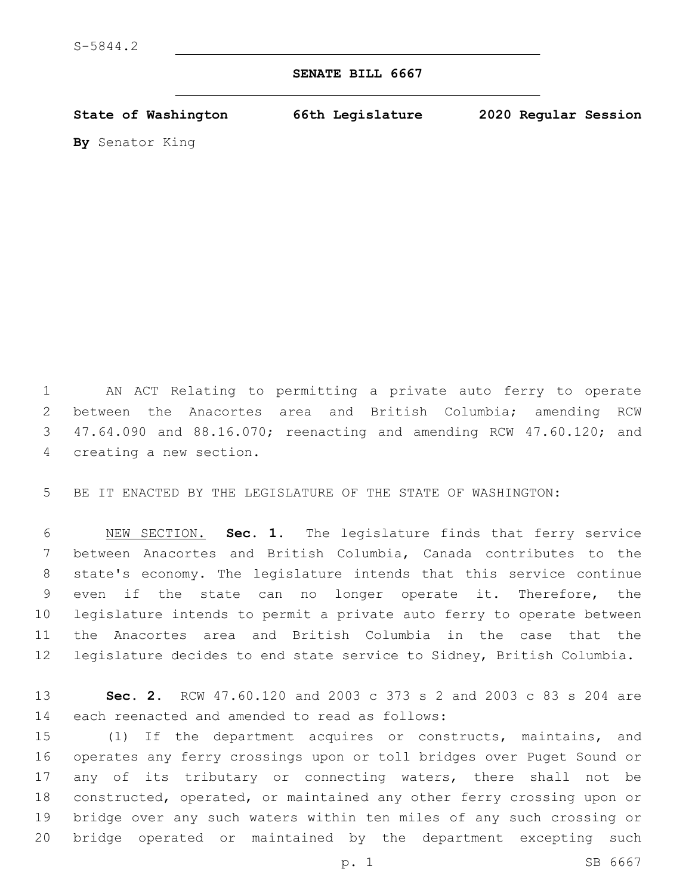S-5844.2

# SENATE BILL 6667

**State of Washington 66th Legislature 2020 Regular Session**

**By** Senator King

AN ACT Relating to permitting a private auto ferry to operate between the Anacortes area and British Columbia; amending RCW 47.64.090 and 88.16.070; reenacting and amending RCW 47.60.120; and creating a new section.

BE IT ENACTED BY THE LEGISLATURE OF THE STATE OF WASHINGTON:

NEW SECTION. **Sec. 1.** The legislature finds that ferry service between Anacortes and British Columbia, Canada contributes to the state's economy. The legislature intends that this service continue even if the state can no longer operate it. Therefore, the legislature intends to permit a private auto ferry to operate between the Anacortes area and British Columbia in the case that the legislature decides to end state service to Sidney, British Columbia.

**Sec. 2.** RCW 47.60.120 and 2003 c 373 s 2 and 2003 c 83 s 204 are each reenacted and amended to read as follows:

(1) If the department acquires or constructs, maintains, and operates any ferry crossings upon or toll bridges over Puget Sound or any of its tributary or connecting waters, there shall not be constructed, operated, or maintained any other ferry crossing upon or bridge over any such waters within ten miles of any such crossing or bridge operated or maintained by the department excepting such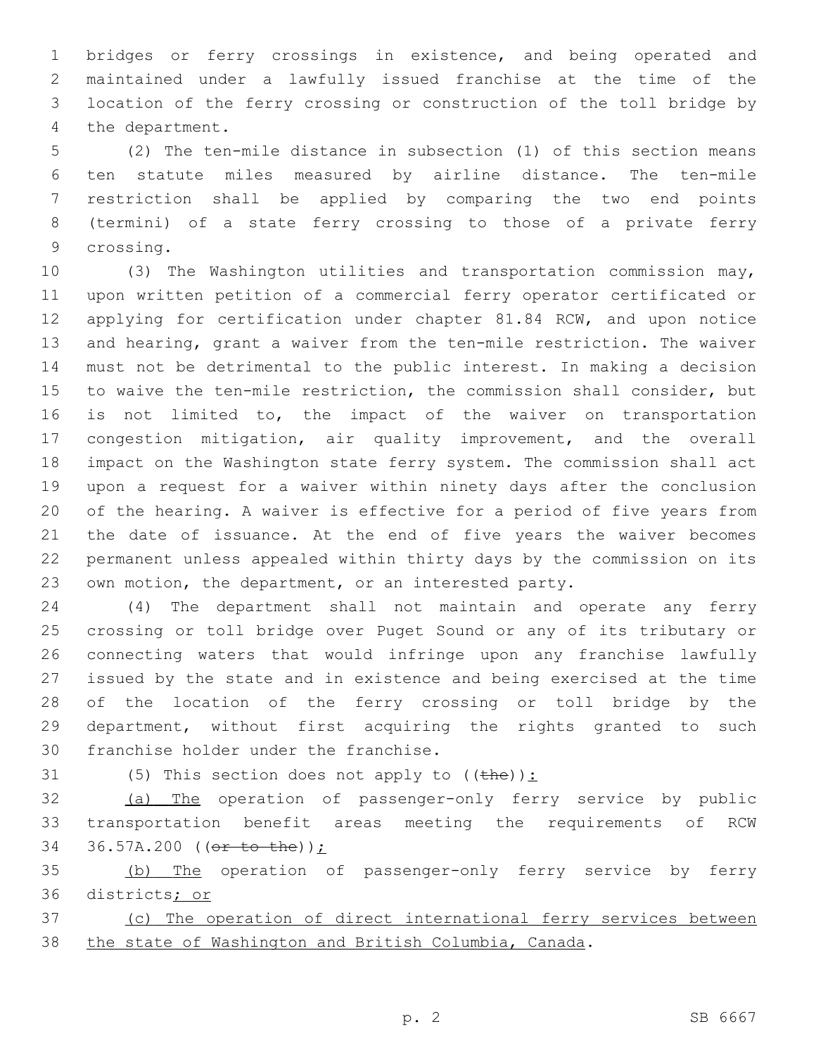bridges or ferry crossings in existence, and being operated and maintained under a lawfully issued franchise at the time of the location of the ferry crossing or construction of the toll bridge by the department.

(2) The ten-mile distance in subsection (1) of this section means ten statute miles measured by airline distance. The ten-mile restriction shall be applied by comparing the two end points (termini) of a state ferry crossing to those of a private ferry crossing.

(3) The Washington utilities and transportation commission may, upon written petition of a commercial ferry operator certificated or applying for certification under chapter 81.84 RCW, and upon notice and hearing, grant a waiver from the ten-mile restriction. The waiver must not be detrimental to the public interest. In making a decision to waive the ten-mile restriction, the commission shall consider, but is not limited to, the impact of the waiver on transportation congestion mitigation, air quality improvement, and the overall impact on the Washington state ferry system. The commission shall act upon a request for a waiver within ninety days after the conclusion of the hearing. A waiver is effective for a period of five years from the date of issuance. At the end of five years the waiver becomes permanent unless appealed within thirty days by the commission on its own motion, the department, or an interested party.

(4) The department shall not maintain and operate any ferry crossing or toll bridge over Puget Sound or any of its tributary or connecting waters that would infringe upon any franchise lawfully issued by the state and in existence and being exercised at the time of the location of the ferry crossing or toll bridge by the department, without first acquiring the rights granted to such franchise holder under the franchise.

(5) This section does not apply to ((~~the~~)):

(a) The operation of passenger-only ferry service by public transportation benefit areas meeting the requirements of RCW 36.57A.200 ((~~or to the~~));

(b) The operation of passenger-only ferry service by ferry districts; or

(c) The operation of direct international ferry services between the state of Washington and British Columbia, Canada.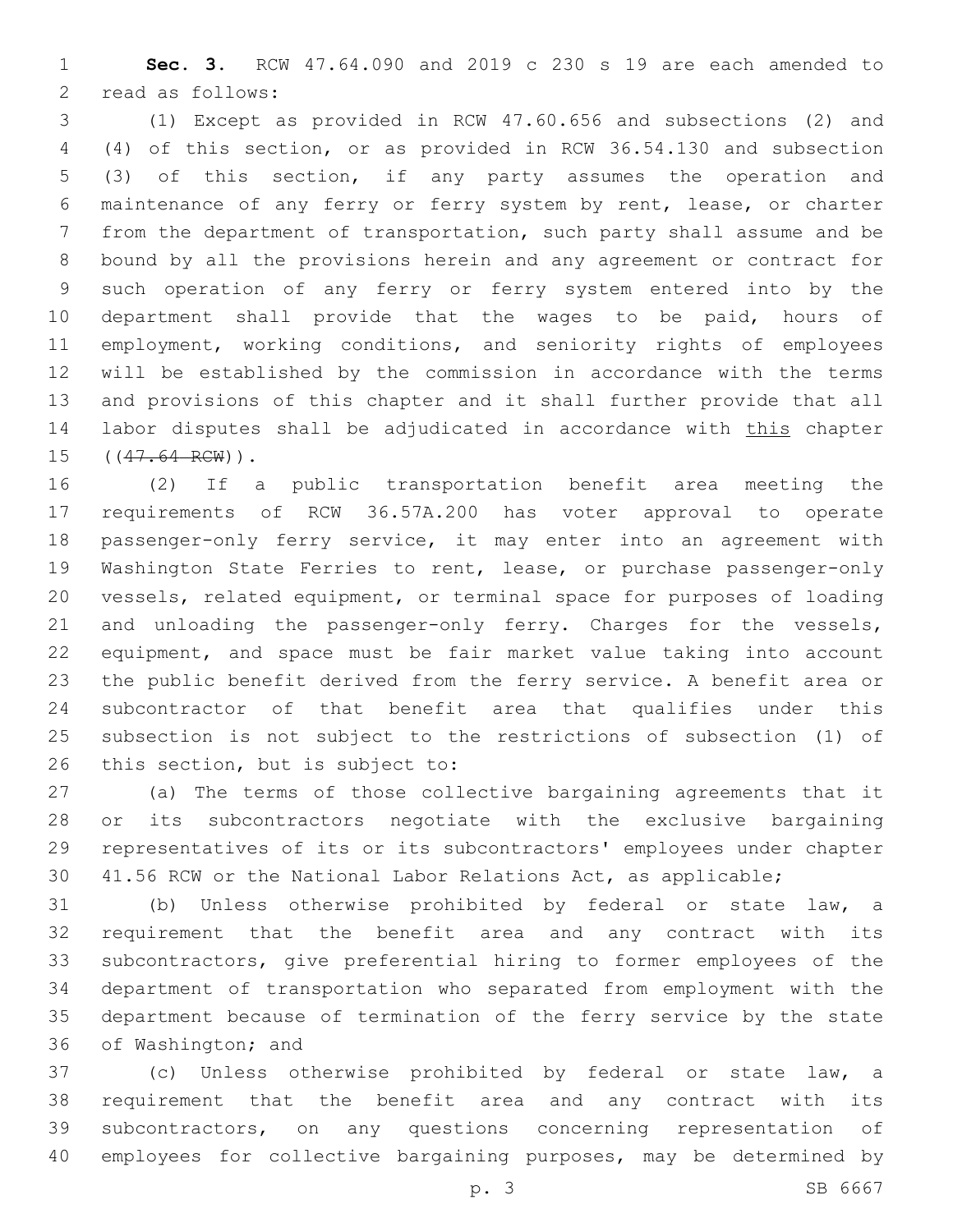**Sec. 3.** RCW 47.64.090 and 2019 c 230 s 19 are each amended to read as follows:

(1) Except as provided in RCW 47.60.656 and subsections (2) and (4) of this section, or as provided in RCW 36.54.130 and subsection (3) of this section, if any party assumes the operation and maintenance of any ferry or ferry system by rent, lease, or charter from the department of transportation, such party shall assume and be bound by all the provisions herein and any agreement or contract for such operation of any ferry or ferry system entered into by the department shall provide that the wages to be paid, hours of employment, working conditions, and seniority rights of employees will be established by the commission in accordance with the terms and provisions of this chapter and it shall further provide that all labor disputes shall be adjudicated in accordance with <u>this</u> chapter ((~~47.64 RCW~~)).

(2) If a public transportation benefit area meeting the requirements of RCW 36.57A.200 has voter approval to operate passenger-only ferry service, it may enter into an agreement with Washington State Ferries to rent, lease, or purchase passenger-only vessels, related equipment, or terminal space for purposes of loading and unloading the passenger-only ferry. Charges for the vessels, equipment, and space must be fair market value taking into account the public benefit derived from the ferry service. A benefit area or subcontractor of that benefit area that qualifies under this subsection is not subject to the restrictions of subsection (1) of this section, but is subject to:

(a) The terms of those collective bargaining agreements that it or its subcontractors negotiate with the exclusive bargaining representatives of its or its subcontractors' employees under chapter 41.56 RCW or the National Labor Relations Act, as applicable;

(b) Unless otherwise prohibited by federal or state law, a requirement that the benefit area and any contract with its subcontractors, give preferential hiring to former employees of the department of transportation who separated from employment with the department because of termination of the ferry service by the state of Washington; and

(c) Unless otherwise prohibited by federal or state law, a requirement that the benefit area and any contract with its subcontractors, on any questions concerning representation of employees for collective bargaining purposes, may be determined by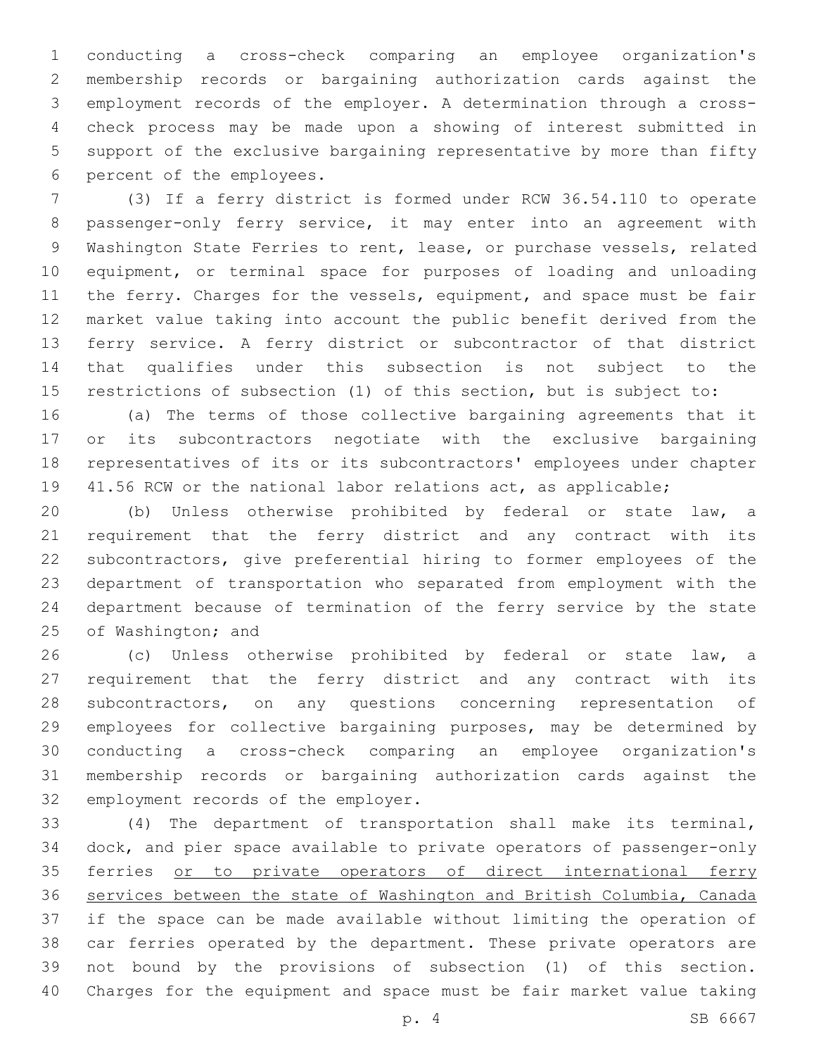conducting a cross-check comparing an employee organization's membership records or bargaining authorization cards against the employment records of the employer. A determination through a cross-check process may be made upon a showing of interest submitted in support of the exclusive bargaining representative by more than fifty percent of the employees.

(3) If a ferry district is formed under RCW 36.54.110 to operate passenger-only ferry service, it may enter into an agreement with Washington State Ferries to rent, lease, or purchase vessels, related equipment, or terminal space for purposes of loading and unloading the ferry. Charges for the vessels, equipment, and space must be fair market value taking into account the public benefit derived from the ferry service. A ferry district or subcontractor of that district that qualifies under this subsection is not subject to the restrictions of subsection (1) of this section, but is subject to:

(a) The terms of those collective bargaining agreements that it or its subcontractors negotiate with the exclusive bargaining representatives of its or its subcontractors' employees under chapter 41.56 RCW or the national labor relations act, as applicable;

(b) Unless otherwise prohibited by federal or state law, a requirement that the ferry district and any contract with its subcontractors, give preferential hiring to former employees of the department of transportation who separated from employment with the department because of termination of the ferry service by the state of Washington; and

(c) Unless otherwise prohibited by federal or state law, a requirement that the ferry district and any contract with its subcontractors, on any questions concerning representation of employees for collective bargaining purposes, may be determined by conducting a cross-check comparing an employee organization's membership records or bargaining authorization cards against the employment records of the employer.

(4) The department of transportation shall make its terminal, dock, and pier space available to private operators of passenger-only ferries <u>or to private operators of direct international ferry services between the state of Washington and British Columbia, Canada</u> if the space can be made available without limiting the operation of car ferries operated by the department. These private operators are not bound by the provisions of subsection (1) of this section. Charges for the equipment and space must be fair market value taking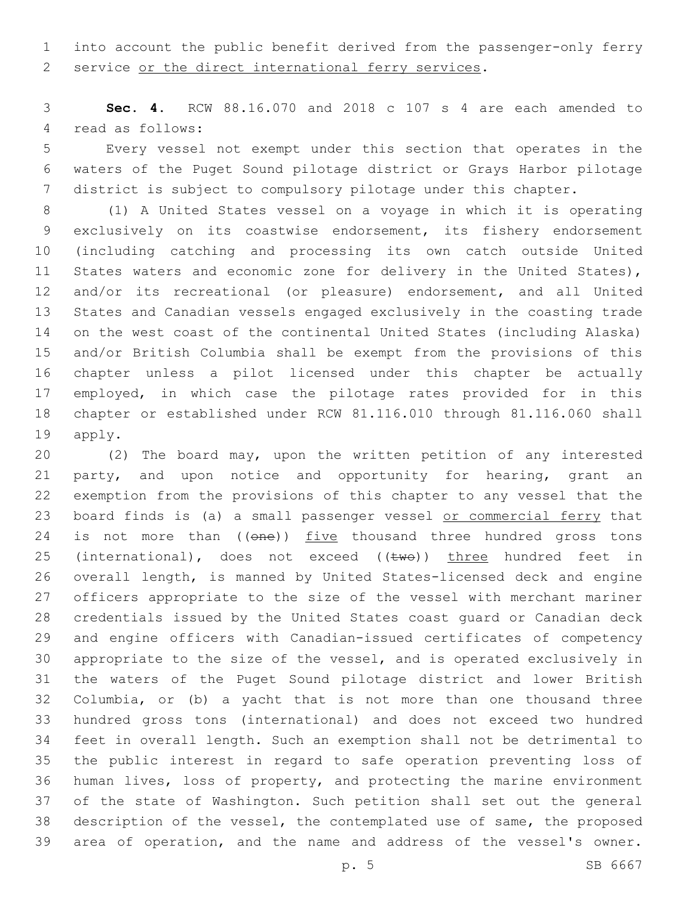into account the public benefit derived from the passenger-only ferry service or the direct international ferry services.

**Sec. 4.** RCW 88.16.070 and 2018 c 107 s 4 are each amended to read as follows:

Every vessel not exempt under this section that operates in the waters of the Puget Sound pilotage district or Grays Harbor pilotage district is subject to compulsory pilotage under this chapter.

(1) A United States vessel on a voyage in which it is operating exclusively on its coastwise endorsement, its fishery endorsement (including catching and processing its own catch outside United States waters and economic zone for delivery in the United States), and/or its recreational (or pleasure) endorsement, and all United States and Canadian vessels engaged exclusively in the coasting trade on the west coast of the continental United States (including Alaska) and/or British Columbia shall be exempt from the provisions of this chapter unless a pilot licensed under this chapter be actually employed, in which case the pilotage rates provided for in this chapter or established under RCW 81.116.010 through 81.116.060 shall apply.

(2) The board may, upon the written petition of any interested party, and upon notice and opportunity for hearing, grant an exemption from the provisions of this chapter to any vessel that the board finds is (a) a small passenger vessel or commercial ferry that is not more than ((~~one~~)) five thousand three hundred gross tons (international), does not exceed ((~~two~~)) three hundred feet in overall length, is manned by United States-licensed deck and engine officers appropriate to the size of the vessel with merchant mariner credentials issued by the United States coast guard or Canadian deck and engine officers with Canadian-issued certificates of competency appropriate to the size of the vessel, and is operated exclusively in the waters of the Puget Sound pilotage district and lower British Columbia, or (b) a yacht that is not more than one thousand three hundred gross tons (international) and does not exceed two hundred feet in overall length. Such an exemption shall not be detrimental to the public interest in regard to safe operation preventing loss of human lives, loss of property, and protecting the marine environment of the state of Washington. Such petition shall set out the general description of the vessel, the contemplated use of same, the proposed area of operation, and the name and address of the vessel's owner.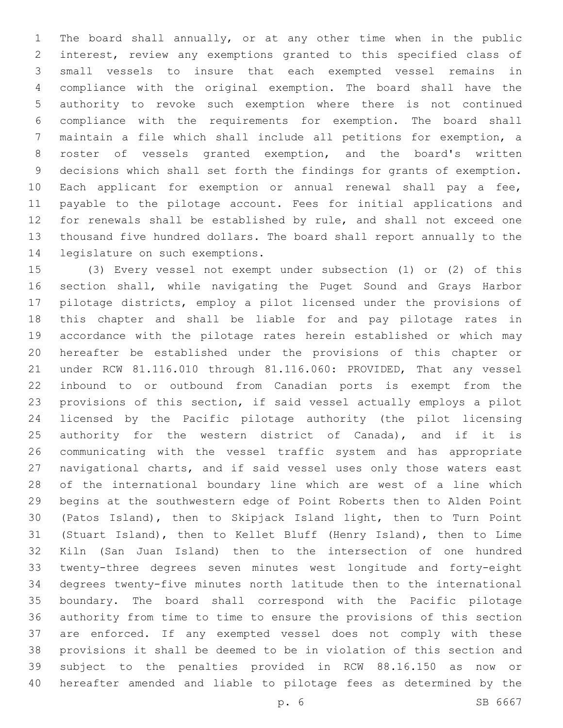The board shall annually, or at any other time when in the public interest, review any exemptions granted to this specified class of small vessels to insure that each exempted vessel remains in compliance with the original exemption. The board shall have the authority to revoke such exemption where there is not continued compliance with the requirements for exemption. The board shall maintain a file which shall include all petitions for exemption, a roster of vessels granted exemption, and the board's written decisions which shall set forth the findings for grants of exemption. Each applicant for exemption or annual renewal shall pay a fee, payable to the pilotage account. Fees for initial applications and for renewals shall be established by rule, and shall not exceed one thousand five hundred dollars. The board shall report annually to the legislature on such exemptions.

(3) Every vessel not exempt under subsection (1) or (2) of this section shall, while navigating the Puget Sound and Grays Harbor pilotage districts, employ a pilot licensed under the provisions of this chapter and shall be liable for and pay pilotage rates in accordance with the pilotage rates herein established or which may hereafter be established under the provisions of this chapter or under RCW 81.116.010 through 81.116.060: PROVIDED, That any vessel inbound to or outbound from Canadian ports is exempt from the provisions of this section, if said vessel actually employs a pilot licensed by the Pacific pilotage authority (the pilot licensing authority for the western district of Canada), and if it is communicating with the vessel traffic system and has appropriate navigational charts, and if said vessel uses only those waters east of the international boundary line which are west of a line which begins at the southwestern edge of Point Roberts then to Alden Point (Patos Island), then to Skipjack Island light, then to Turn Point (Stuart Island), then to Kellet Bluff (Henry Island), then to Lime Kiln (San Juan Island) then to the intersection of one hundred twenty-three degrees seven minutes west longitude and forty-eight degrees twenty-five minutes north latitude then to the international boundary. The board shall correspond with the Pacific pilotage authority from time to time to ensure the provisions of this section are enforced. If any exempted vessel does not comply with these provisions it shall be deemed to be in violation of this section and subject to the penalties provided in RCW 88.16.150 as now or hereafter amended and liable to pilotage fees as determined by the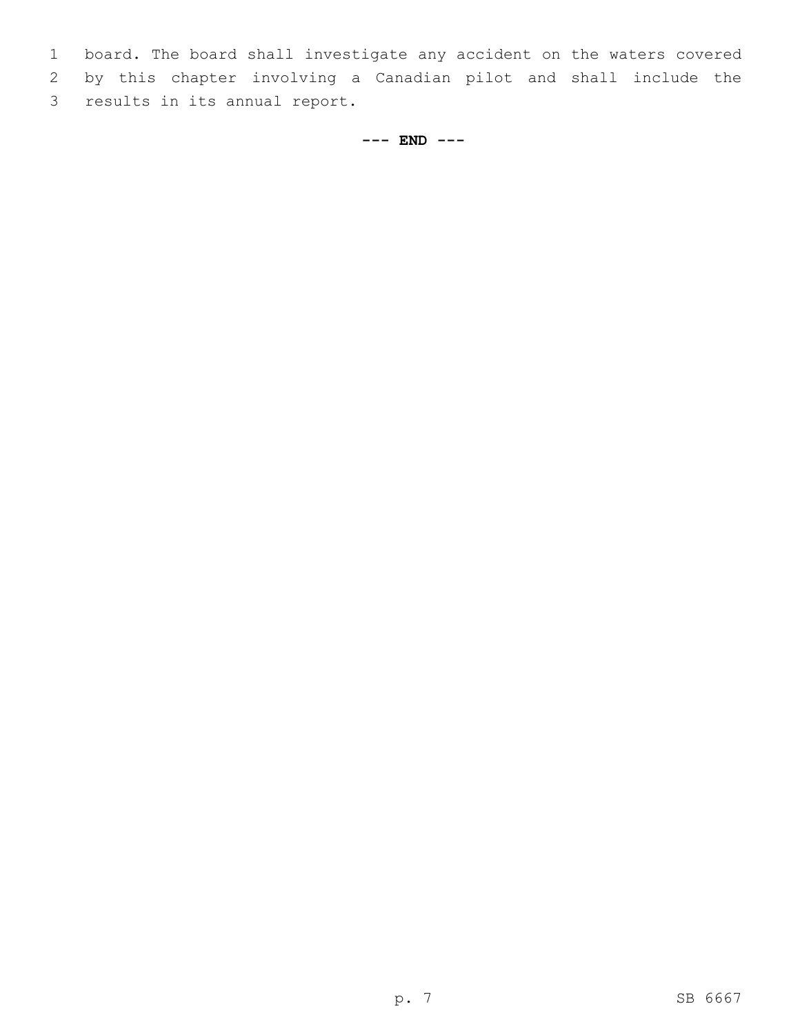board. The board shall investigate any accident on the waters covered by this chapter involving a Canadian pilot and shall include the results in its annual report.

**--- END ---**